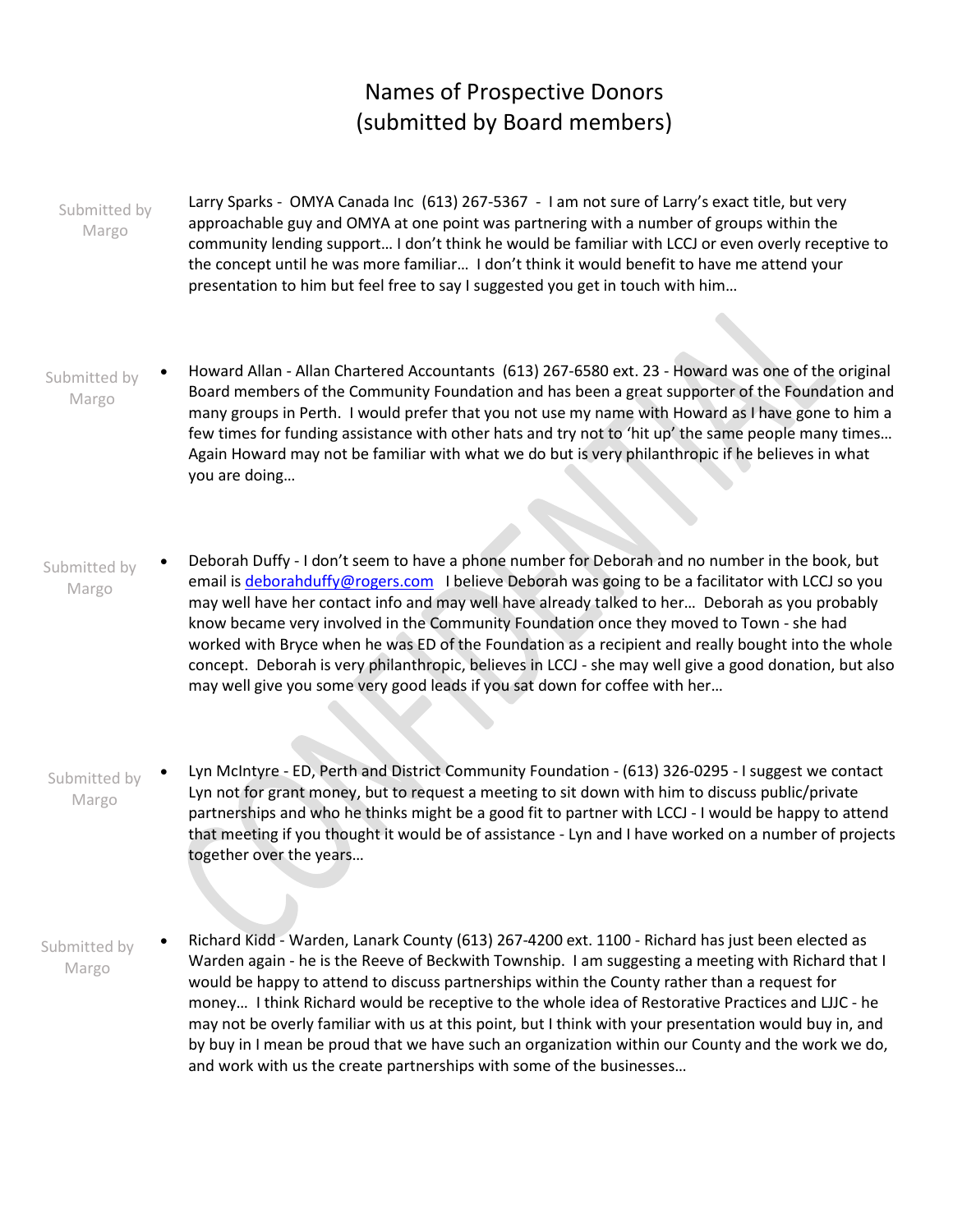# Names of Prospective Donors
# (submitted by Board members)

Submitted by Margo

Larry Sparks - OMYA Canada Inc (613) 267-5367 - I am not sure of Larry's exact title, but very approachable guy and OMYA at one point was partnering with a number of groups within the community lending support… I don't think he would be familiar with LCCJ or even overly receptive to the concept until he was more familiar… I don't think it would benefit to have me attend your presentation to him but feel free to say I suggested you get in touch with him…

Submitted by Margo

- Howard Allan - Allan Chartered Accountants (613) 267-6580 ext. 23 - Howard was one of the original Board members of the Community Foundation and has been a great supporter of the Foundation and many groups in Perth. I would prefer that you not use my name with Howard as I have gone to him a few times for funding assistance with other hats and try not to 'hit up' the same people many times… Again Howard may not be familiar with what we do but is very philanthropic if he believes in what you are doing…

Submitted by Margo

- Deborah Duffy - I don't seem to have a phone number for Deborah and no number in the book, but email is deborahduffy@rogers.com I believe Deborah was going to be a facilitator with LCCJ so you may well have her contact info and may well have already talked to her… Deborah as you probably know became very involved in the Community Foundation once they moved to Town - she had worked with Bryce when he was ED of the Foundation as a recipient and really bought into the whole concept. Deborah is very philanthropic, believes in LCCJ - she may well give a good donation, but also may well give you some very good leads if you sat down for coffee with her…

Submitted by Margo

- Lyn McIntyre - ED, Perth and District Community Foundation - (613) 326-0295 - I suggest we contact Lyn not for grant money, but to request a meeting to sit down with him to discuss public/private partnerships and who he thinks might be a good fit to partner with LCCJ - I would be happy to attend that meeting if you thought it would be of assistance - Lyn and I have worked on a number of projects together over the years…

Submitted by Margo

- Richard Kidd - Warden, Lanark County (613) 267-4200 ext. 1100 - Richard has just been elected as Warden again - he is the Reeve of Beckwith Township. I am suggesting a meeting with Richard that I would be happy to attend to discuss partnerships within the County rather than a request for money… I think Richard would be receptive to the whole idea of Restorative Practices and LJJC - he may not be overly familiar with us at this point, but I think with your presentation would buy in, and by buy in I mean be proud that we have such an organization within our County and the work we do, and work with us the create partnerships with some of the businesses…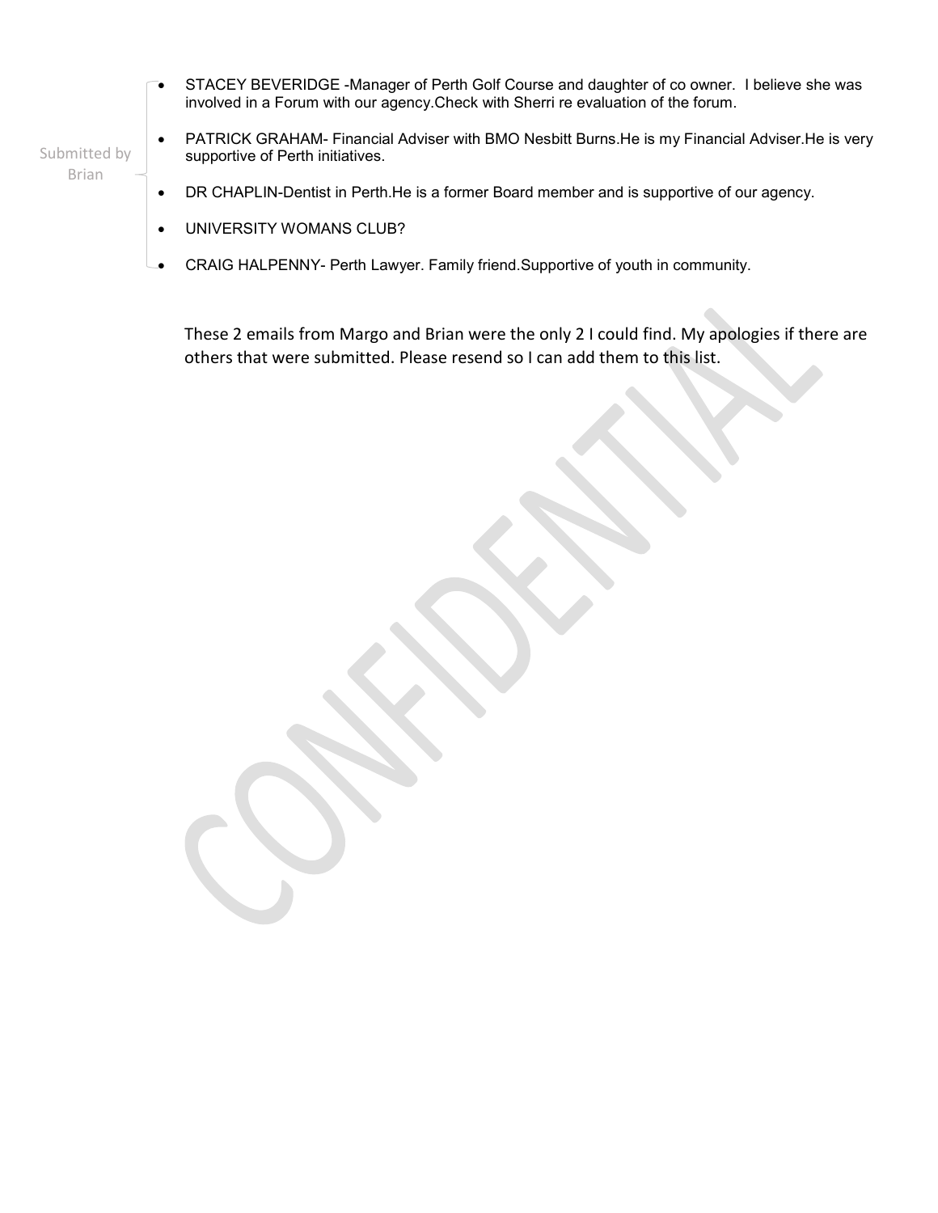Submitted by Brian

- STACEY BEVERIDGE -Manager of Perth Golf Course and daughter of co owner.  I believe she was involved in a Forum with our agency.Check with Sherri re evaluation of the forum.
- PATRICK GRAHAM- Financial Adviser with BMO Nesbitt Burns.He is my Financial Adviser.He is very supportive of Perth initiatives.
- DR CHAPLIN-Dentist in Perth.He is a former Board member and is supportive of our agency.
- UNIVERSITY WOMANS CLUB?
- CRAIG HALPENNY- Perth Lawyer. Family friend.Supportive of youth in community.

These 2 emails from Margo and Brian were the only 2 I could find. My apologies if there are others that were submitted. Please resend so I can add them to this list.

CONFIDENTIAL